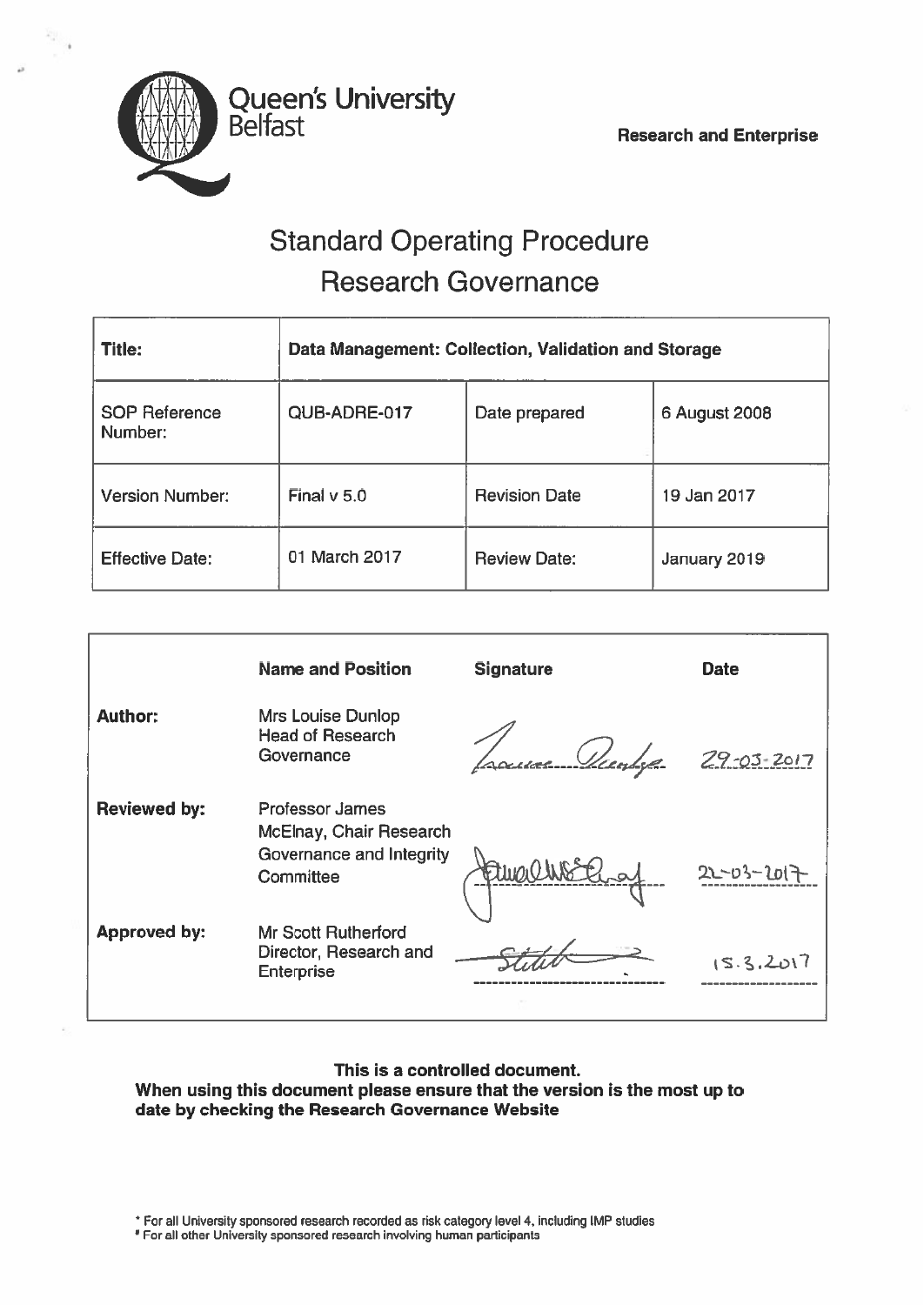Queen's University Belfast

**Research and Enterprise**

# Standard Operating Procedure
# Research Governance

| **Title:** | **Data Management: Collection, Validation and Storage** | | |
|---|---|---|---|
| SOP Reference Number: | QUB-ADRE-017 | Date prepared | 6 August 2008 |
| Version Number: | Final v 5.0 | Revision Date | 19 Jan 2017 |
| Effective Date: | 01 March 2017 | Review Date: | January 2019 |

| | **Name and Position** | **Signature** | **Date** |
|---|---|---|---|
| **Author:** | Mrs Louise Dunlop Head of Research Governance | Louise Dunlop | 29-03-2017 |
| **Reviewed by:** | Professor James McElnay, Chair Research Governance and Integrity Committee | J McElnay | 22-03-2017 |
| **Approved by:** | Mr Scott Rutherford Director, Research and Enterprise | S Rutherford | 15.3.2017 |

**This is a controlled document.**
**When using this document please ensure that the version is the most up to date by checking the Research Governance Website**

* For all University sponsored research recorded as risk category level 4, including IMP studies
# For all other University sponsored research involving human participants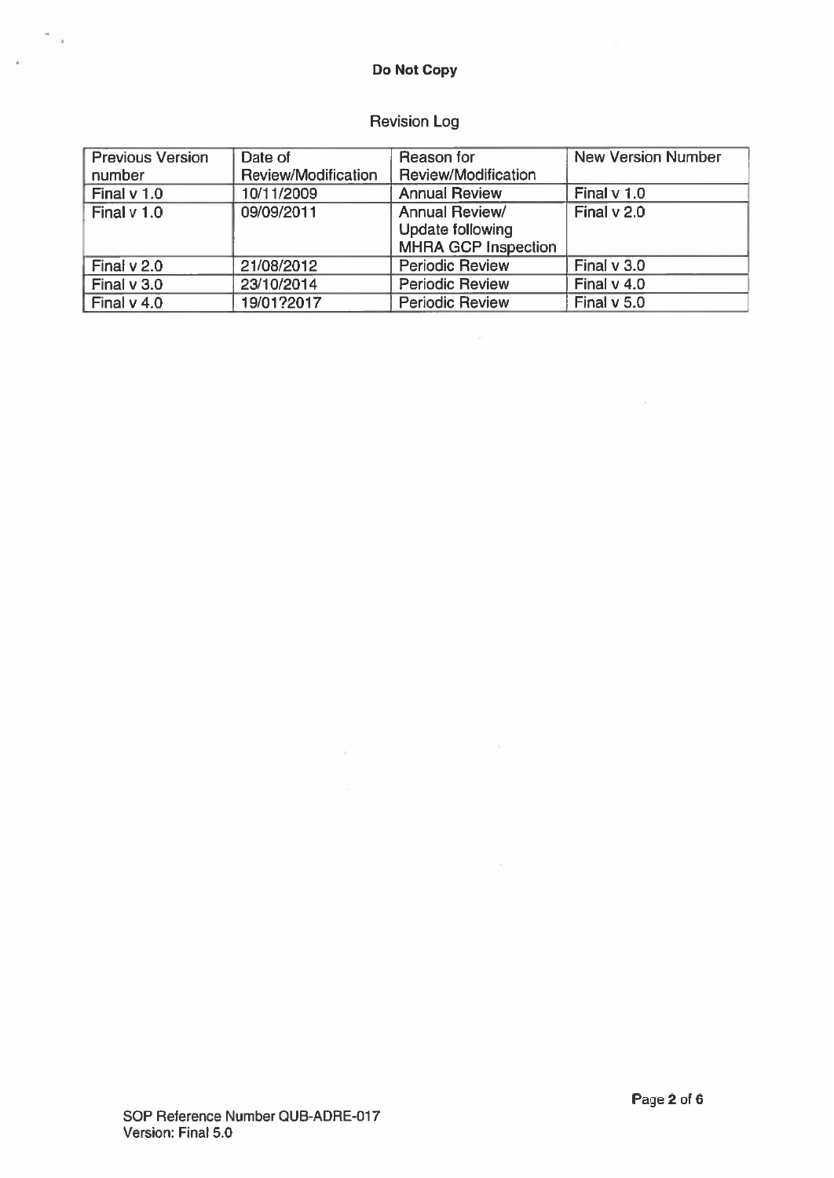**Do Not Copy**

Revision Log

| Previous Version number | Date of Review/Modification | Reason for Review/Modification | New Version Number |
|---|---|---|---|
| Final v 1.0 | 10/11/2009 | Annual Review | Final v 1.0 |
| Final v 1.0 | 09/09/2011 | Annual Review/ Update following MHRA GCP Inspection | Final v 2.0 |
| Final v 2.0 | 21/08/2012 | Periodic Review | Final v 3.0 |
| Final v 3.0 | 23/10/2014 | Periodic Review | Final v 4.0 |
| Final v 4.0 | 19/01?2017 | Periodic Review | Final v 5.0 |

SOP Reference Number QUB-ADRE-017
Version: Final 5.0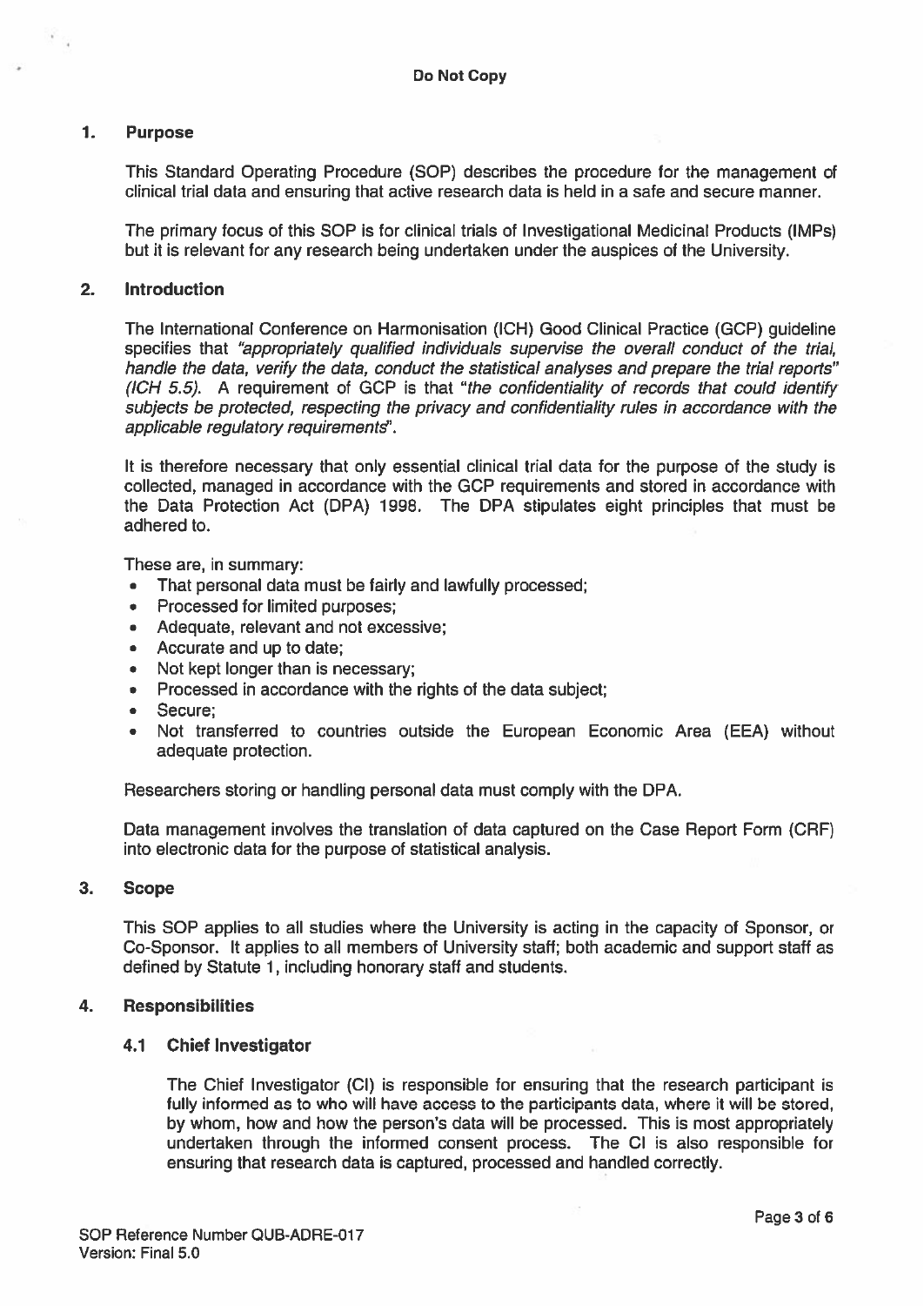**Do Not Copy**

## 1. Purpose

This Standard Operating Procedure (SOP) describes the procedure for the management of clinical trial data and ensuring that active research data is held in a safe and secure manner.

The primary focus of this SOP is for clinical trials of Investigational Medicinal Products (IMPs) but it is relevant for any research being undertaken under the auspices of the University.

## 2. Introduction

The International Conference on Harmonisation (ICH) Good Clinical Practice (GCP) guideline specifies that *"appropriately qualified individuals supervise the overall conduct of the trial, handle the data, verify the data, conduct the statistical analyses and prepare the trial reports" (ICH 5.5)*. A requirement of GCP is that *"the confidentiality of records that could identify subjects be protected, respecting the privacy and confidentiality rules in accordance with the applicable regulatory requirements"*.

It is therefore necessary that only essential clinical trial data for the purpose of the study is collected, managed in accordance with the GCP requirements and stored in accordance with the Data Protection Act (DPA) 1998. The DPA stipulates eight principles that must be adhered to.

These are, in summary:

- That personal data must be fairly and lawfully processed;
- Processed for limited purposes;
- Adequate, relevant and not excessive;
- Accurate and up to date;
- Not kept longer than is necessary;
- Processed in accordance with the rights of the data subject;
- Secure;
- Not transferred to countries outside the European Economic Area (EEA) without adequate protection.

Researchers storing or handling personal data must comply with the DPA.

Data management involves the translation of data captured on the Case Report Form (CRF) into electronic data for the purpose of statistical analysis.

## 3. Scope

This SOP applies to all studies where the University is acting in the capacity of Sponsor, or Co-Sponsor. It applies to all members of University staff; both academic and support staff as defined by Statute 1, including honorary staff and students.

## 4. Responsibilities

### 4.1 Chief Investigator

The Chief Investigator (CI) is responsible for ensuring that the research participant is fully informed as to who will have access to the participants data, where it will be stored, by whom, how and how the person's data will be processed. This is most appropriately undertaken through the informed consent process. The CI is also responsible for ensuring that research data is captured, processed and handled correctly.

SOP Reference Number QUB-ADRE-017
Version: Final 5.0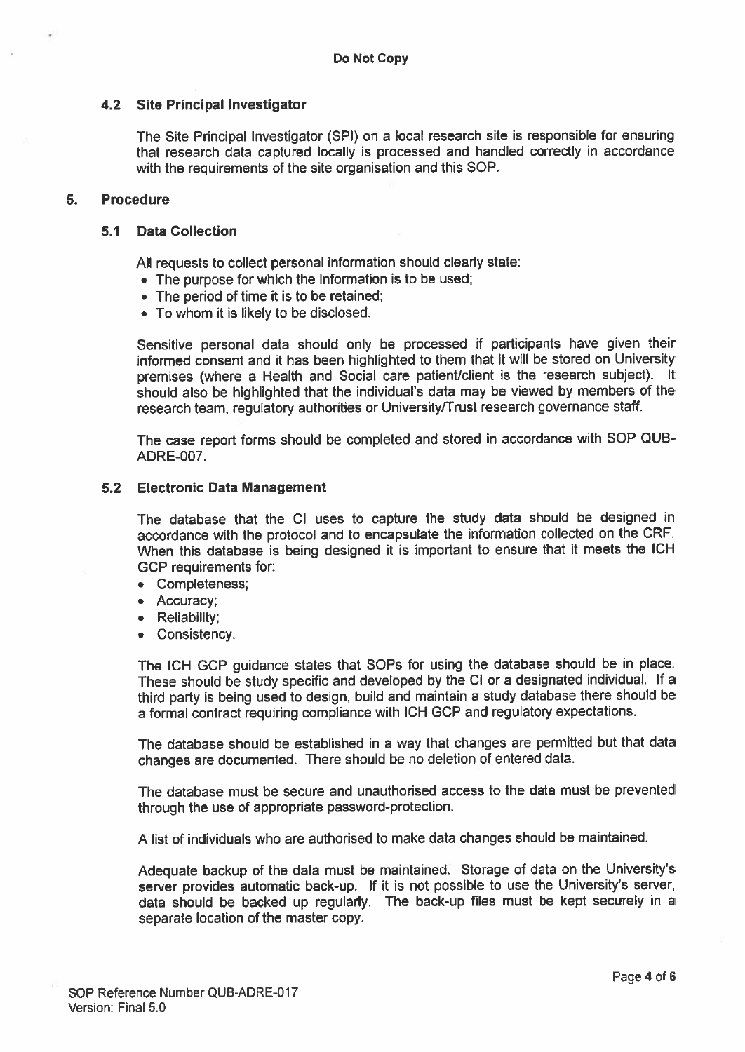### 4.2 Site Principal Investigator

The Site Principal Investigator (SPI) on a local research site is responsible for ensuring that research data captured locally is processed and handled correctly in accordance with the requirements of the site organisation and this SOP.

## 5. Procedure

### 5.1 Data Collection

All requests to collect personal information should clearly state:

- The purpose for which the information is to be used;
- The period of time it is to be retained;
- To whom it is likely to be disclosed.

Sensitive personal data should only be processed if participants have given their informed consent and it has been highlighted to them that it will be stored on University premises (where a Health and Social care patient/client is the research subject). It should also be highlighted that the individual's data may be viewed by members of the research team, regulatory authorities or University/Trust research governance staff.

The case report forms should be completed and stored in accordance with SOP QUB-ADRE-007.

### 5.2 Electronic Data Management

The database that the CI uses to capture the study data should be designed in accordance with the protocol and to encapsulate the information collected on the CRF. When this database is being designed it is important to ensure that it meets the ICH GCP requirements for:

- Completeness;
- Accuracy;
- Reliability;
- Consistency.

The ICH GCP guidance states that SOPs for using the database should be in place. These should be study specific and developed by the CI or a designated individual. If a third party is being used to design, build and maintain a study database there should be a formal contract requiring compliance with ICH GCP and regulatory expectations.

The database should be established in a way that changes are permitted but that data changes are documented. There should be no deletion of entered data.

The database must be secure and unauthorised access to the data must be prevented through the use of appropriate password-protection.

A list of individuals who are authorised to make data changes should be maintained.

Adequate backup of the data must be maintained. Storage of data on the University's server provides automatic back-up. If it is not possible to use the University's server, data should be backed up regularly. The back-up files must be kept securely in a separate location of the master copy.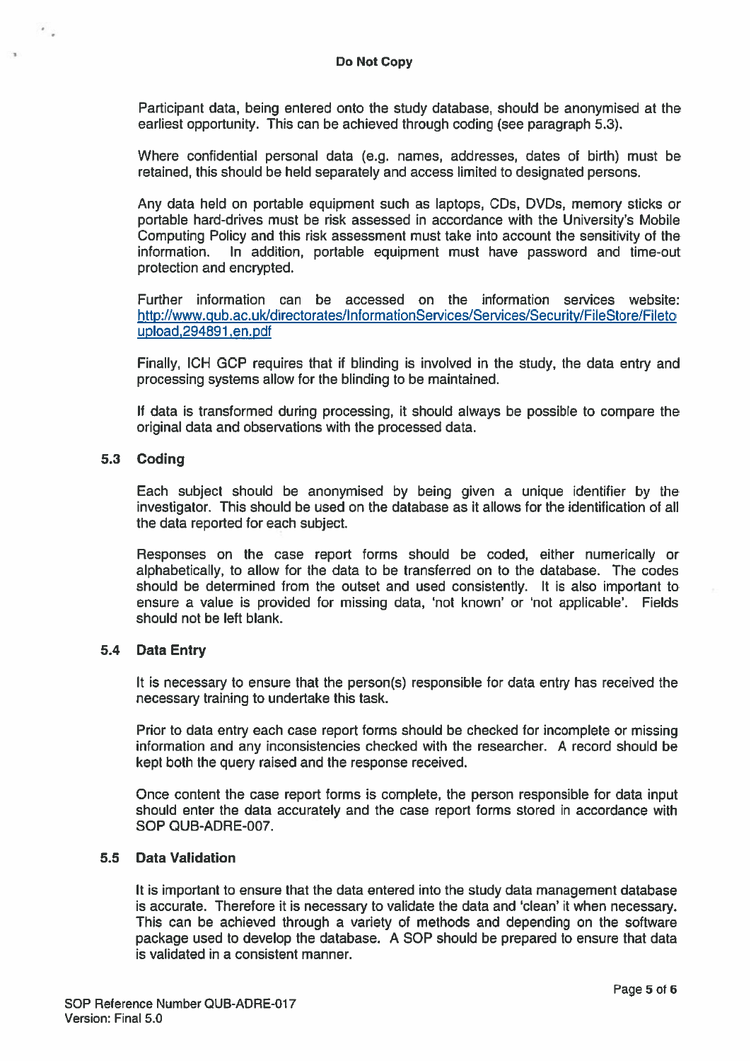Participant data, being entered onto the study database, should be anonymised at the earliest opportunity. This can be achieved through coding (see paragraph 5.3).

Where confidential personal data (e.g. names, addresses, dates of birth) must be retained, this should be held separately and access limited to designated persons.

Any data held on portable equipment such as laptops, CDs, DVDs, memory sticks or portable hard-drives must be risk assessed in accordance with the University's Mobile Computing Policy and this risk assessment must take into account the sensitivity of the information. In addition, portable equipment must have password and time-out protection and encrypted.

Further information can be accessed on the information services website: [http://www.qub.ac.uk/directorates/InformationServices/Services/Security/FileStore/Fileto upload,294891,en.pdf](http://www.qub.ac.uk/directorates/InformationServices/Services/Security/FileStore/Filetoupload,294891,en.pdf)

Finally, ICH GCP requires that if blinding is involved in the study, the data entry and processing systems allow for the blinding to be maintained.

If data is transformed during processing, it should always be possible to compare the original data and observations with the processed data.

### 5.3 Coding

Each subject should be anonymised by being given a unique identifier by the investigator. This should be used on the database as it allows for the identification of all the data reported for each subject.

Responses on the case report forms should be coded, either numerically or alphabetically, to allow for the data to be transferred on to the database. The codes should be determined from the outset and used consistently. It is also important to ensure a value is provided for missing data, 'not known' or 'not applicable'. Fields should not be left blank.

### 5.4 Data Entry

It is necessary to ensure that the person(s) responsible for data entry has received the necessary training to undertake this task.

Prior to data entry each case report forms should be checked for incomplete or missing information and any inconsistencies checked with the researcher. A record should be kept both the query raised and the response received.

Once content the case report forms is complete, the person responsible for data input should enter the data accurately and the case report forms stored in accordance with SOP QUB-ADRE-007.

### 5.5 Data Validation

It is important to ensure that the data entered into the study data management database is accurate. Therefore it is necessary to validate the data and 'clean' it when necessary. This can be achieved through a variety of methods and depending on the software package used to develop the database. A SOP should be prepared to ensure that data is validated in a consistent manner.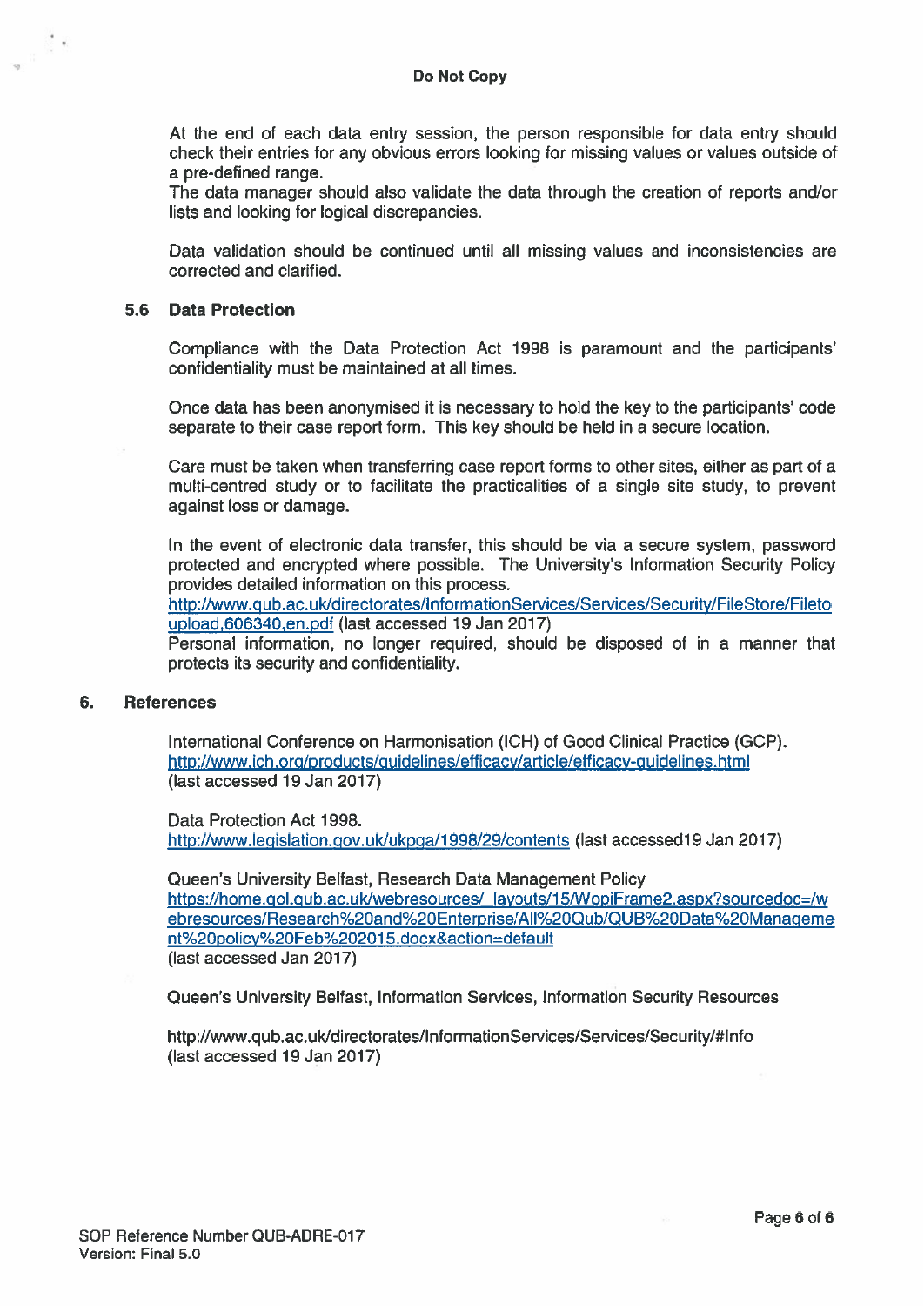At the end of each data entry session, the person responsible for data entry should check their entries for any obvious errors looking for missing values or values outside of a pre-defined range.
The data manager should also validate the data through the creation of reports and/or lists and looking for logical discrepancies.

Data validation should be continued until all missing values and inconsistencies are corrected and clarified.

### 5.6 Data Protection

Compliance with the Data Protection Act 1998 is paramount and the participants' confidentiality must be maintained at all times.

Once data has been anonymised it is necessary to hold the key to the participants' code separate to their case report form. This key should be held in a secure location.

Care must be taken when transferring case report forms to other sites, either as part of a multi-centred study or to facilitate the practicalities of a single site study, to prevent against loss or damage.

In the event of electronic data transfer, this should be via a secure system, password protected and encrypted where possible. The University's Information Security Policy provides detailed information on this process.
http://www.qub.ac.uk/directorates/InformationServices/Services/Security/FileStore/Filetoupload,606340,en.pdf (last accessed 19 Jan 2017)
Personal information, no longer required, should be disposed of in a manner that protects its security and confidentiality.

## 6. References

International Conference on Harmonisation (ICH) of Good Clinical Practice (GCP).
http://www.ich.org/products/guidelines/efficacy/article/efficacy-guidelines.html
(last accessed 19 Jan 2017)

Data Protection Act 1998.
http://www.legislation.gov.uk/ukpga/1998/29/contents (last accessed19 Jan 2017)

Queen's University Belfast, Research Data Management Policy
https://home.qol.qub.ac.uk/webresources/_layouts/15/WopiFrame2.aspx?sourcedoc=/webresources/Research%20and%20Enterprise/All%20Qub/QUB%20Data%20Management%20policy%20Feb%202015.docx&action=default
(last accessed Jan 2017)

Queen's University Belfast, Information Services, Information Security Resources

http://www.qub.ac.uk/directorates/InformationServices/Services/Security/#Info
(last accessed 19 Jan 2017)